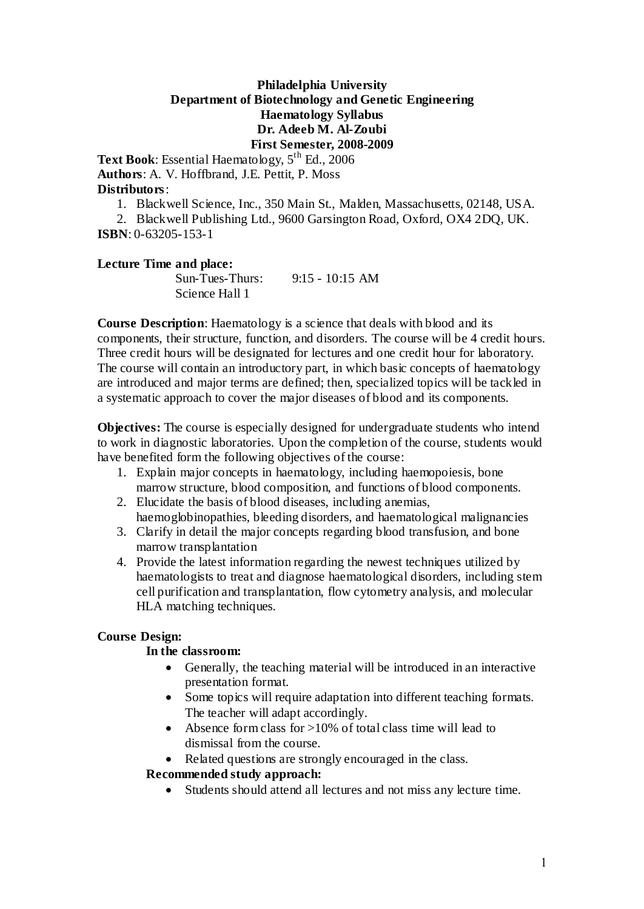**Philadelphia University**
**Department of Biotechnology and Genetic Engineering**
**Haematology Syllabus**
**Dr. Adeeb M. Al-Zoubi**
**First Semester, 2008-2009**

**Text Book**: Essential Haematology, 5th Ed., 2006
**Authors**: A. V. Hoffbrand, J.E. Pettit, P. Moss
**Distributors**:

1. Blackwell Science, Inc., 350 Main St., Malden, Massachusetts, 02148, USA.
2. Blackwell Publishing Ltd., 9600 Garsington Road, Oxford, OX4 2DQ, UK.

**ISBN**: 0-63205-153-1

**Lecture Time and place:**
Sun-Tues-Thurs: 9:15 - 10:15 AM
Science Hall 1

**Course Description**: Haematology is a science that deals with blood and its components, their structure, function, and disorders. The course will be 4 credit hours. Three credit hours will be designated for lectures and one credit hour for laboratory. The course will contain an introductory part, in which basic concepts of haematology are introduced and major terms are defined; then, specialized topics will be tackled in a systematic approach to cover the major diseases of blood and its components.

**Objectives:** The course is especially designed for undergraduate students who intend to work in diagnostic laboratories. Upon the completion of the course, students would have benefited form the following objectives of the course:

1. Explain major concepts in haematology, including haemopoiesis, bone marrow structure, blood composition, and functions of blood components.
2. Elucidate the basis of blood diseases, including anemias, haemoglobinopathies, bleeding disorders, and haematological malignancies
3. Clarify in detail the major concepts regarding blood transfusion, and bone marrow transplantation
4. Provide the latest information regarding the newest techniques utilized by haematologists to treat and diagnose haematological disorders, including stem cell purification and transplantation, flow cytometry analysis, and molecular HLA matching techniques.

**Course Design:**

**In the classroom:**

- Generally, the teaching material will be introduced in an interactive presentation format.
- Some topics will require adaptation into different teaching formats. The teacher will adapt accordingly.
- Absence form class for >10% of total class time will lead to dismissal from the course.
- Related questions are strongly encouraged in the class.

**Recommended study approach:**

- Students should attend all lectures and not miss any lecture time.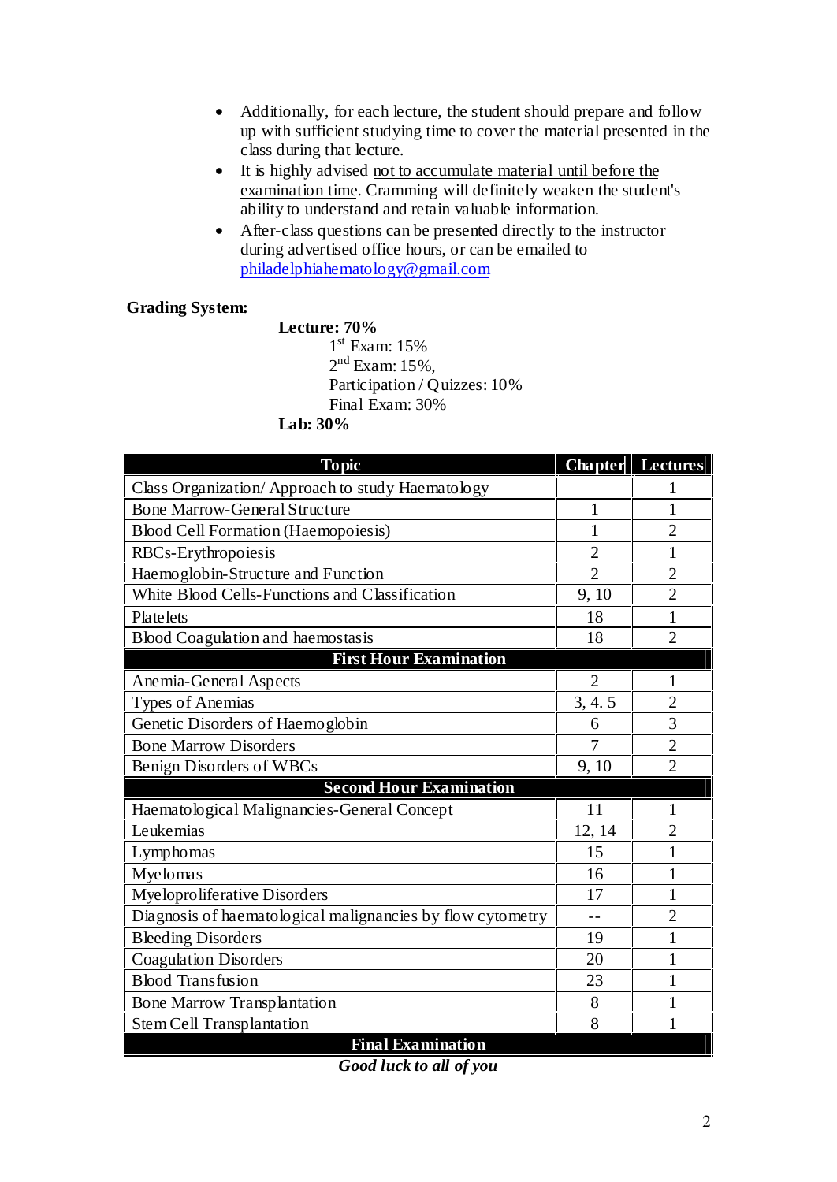- Additionally, for each lecture, the student should prepare and follow up with sufficient studying time to cover the material presented in the class during that lecture.
- It is highly advised not to accumulate material until before the examination time. Cramming will definitely weaken the student's ability to understand and retain valuable information.
- After-class questions can be presented directly to the instructor during advertised office hours, or can be emailed to philadelphiahematology@gmail.com

**Grading System:**

**Lecture: 70%**

1st Exam: 15%
2nd Exam: 15%,
Participation / Quizzes: 10%
Final Exam: 30%

**Lab: 30%**

| Topic | Chapter | Lectures |
|---|---|---|
| Class Organization/ Approach to study Haematology | | 1 |
| Bone Marrow-General Structure | 1 | 1 |
| Blood Cell Formation (Haemopoiesis) | 1 | 2 |
| RBCs-Erythropoiesis | 2 | 1 |
| Haemoglobin-Structure and Function | 2 | 2 |
| White Blood Cells-Functions and Classification | 9, 10 | 2 |
| Platelets | 18 | 1 |
| Blood Coagulation and haemostasis | 18 | 2 |
| **First Hour Examination** | | |
| Anemia-General Aspects | 2 | 1 |
| Types of Anemias | 3, 4. 5 | 2 |
| Genetic Disorders of Haemoglobin | 6 | 3 |
| Bone Marrow Disorders | 7 | 2 |
| Benign Disorders of WBCs | 9, 10 | 2 |
| **Second Hour Examination** | | |
| Haematological Malignancies-General Concept | 11 | 1 |
| Leukemias | 12, 14 | 2 |
| Lymphomas | 15 | 1 |
| Myelomas | 16 | 1 |
| Myeloproliferative Disorders | 17 | 1 |
| Diagnosis of haematological malignancies by flow cytometry | -- | 2 |
| Bleeding Disorders | 19 | 1 |
| Coagulation Disorders | 20 | 1 |
| Blood Transfusion | 23 | 1 |
| Bone Marrow Transplantation | 8 | 1 |
| Stem Cell Transplantation | 8 | 1 |
| **Final Examination** | | |

***Good luck to all of you***